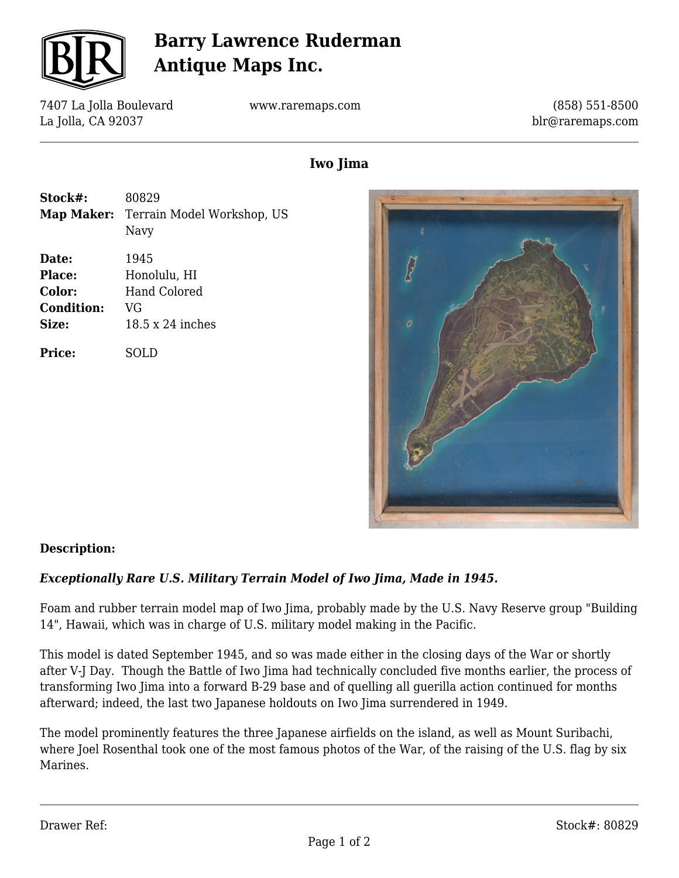# Barry Lawrence Ruderman Antique Maps Inc.

7407 La Jolla Boulevard
La Jolla, CA 92037

www.raremaps.com

(858) 551-8500
blr@raremaps.com

## Iwo Jima

**Stock#:** 80829
**Map Maker:** Terrain Model Workshop, US Navy

**Date:** 1945
**Place:** Honolulu, HI
**Color:** Hand Colored
**Condition:** VG
**Size:** 18.5 x 24 inches

**Price:** SOLD

**Description:**

***Exceptionally Rare U.S. Military Terrain Model of Iwo Jima, Made in 1945.***

Foam and rubber terrain model map of Iwo Jima, probably made by the U.S. Navy Reserve group "Building 14", Hawaii, which was in charge of U.S. military model making in the Pacific.

This model is dated September 1945, and so was made either in the closing days of the War or shortly after V-J Day. Though the Battle of Iwo Jima had technically concluded five months earlier, the process of transforming Iwo Jima into a forward B-29 base and of quelling all guerilla action continued for months afterward; indeed, the last two Japanese holdouts on Iwo Jima surrendered in 1949.

The model prominently features the three Japanese airfields on the island, as well as Mount Suribachi, where Joel Rosenthal took one of the most famous photos of the War, of the raising of the U.S. flag by six Marines.

Drawer Ref:

Stock#: 80829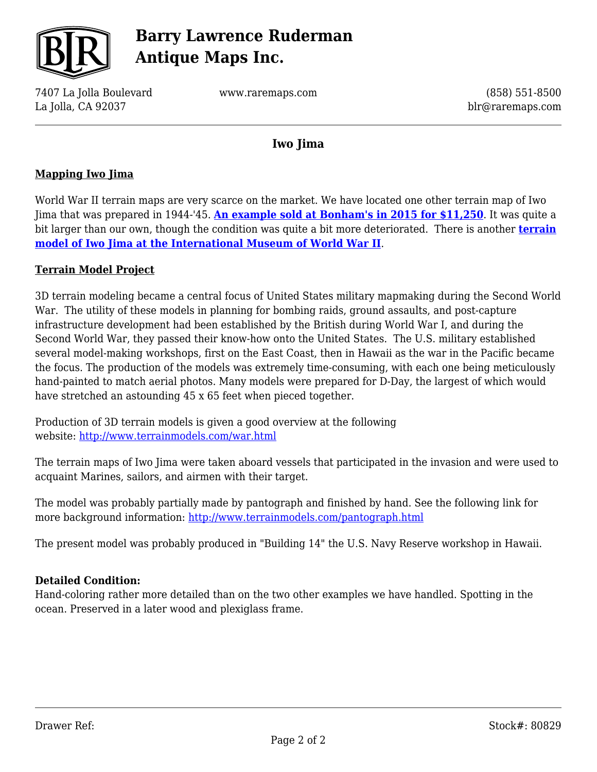## Iwo Jima

### Mapping Iwo Jima

World War II terrain maps are very scarce on the market. We have located one other terrain map of Iwo Jima that was prepared in 1944-'45. **An example sold at Bonham's in 2015 for $11,250**. It was quite a bit larger than our own, though the condition was quite a bit more deteriorated. There is another **terrain model of Iwo Jima at the International Museum of World War II**.

### Terrain Model Project

3D terrain modeling became a central focus of United States military mapmaking during the Second World War. The utility of these models in planning for bombing raids, ground assaults, and post-capture infrastructure development had been established by the British during World War I, and during the Second World War, they passed their know-how onto the United States. The U.S. military established several model-making workshops, first on the East Coast, then in Hawaii as the war in the Pacific became the focus. The production of the models was extremely time-consuming, with each one being meticulously hand-painted to match aerial photos. Many models were prepared for D-Day, the largest of which would have stretched an astounding 45 x 65 feet when pieced together.

Production of 3D terrain models is given a good overview at the following website: http://www.terrainmodels.com/war.html

The terrain maps of Iwo Jima were taken aboard vessels that participated in the invasion and were used to acquaint Marines, sailors, and airmen with their target.

The model was probably partially made by pantograph and finished by hand. See the following link for more background information: http://www.terrainmodels.com/pantograph.html

The present model was probably produced in "Building 14" the U.S. Navy Reserve workshop in Hawaii.

**Detailed Condition:**
Hand-coloring rather more detailed than on the two other examples we have handled. Spotting in the ocean. Preserved in a later wood and plexiglass frame.